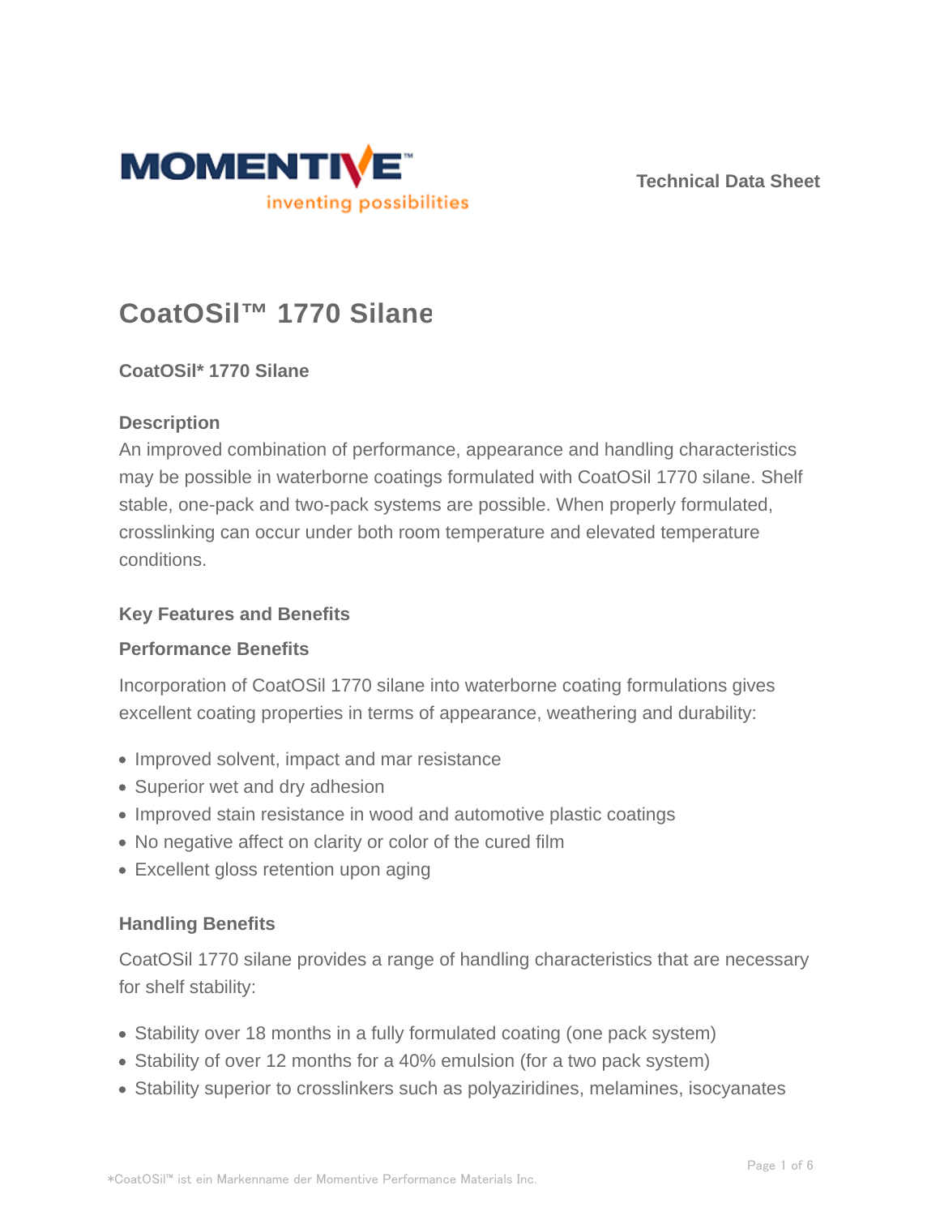Technical Data Sheet

# CoatOSil™ 1770 Silane

### CoatOSil* 1770 Silane

### Description

An improved combination of performance, appearance and handling characteristics may be possible in waterborne coatings formulated with CoatOSil 1770 silane. Shelf stable, one-pack and two-pack systems are possible. When properly formulated, crosslinking can occur under both room temperature and elevated temperature conditions.

### Key Features and Benefits

#### Performance Benefits

Incorporation of CoatOSil 1770 silane into waterborne coating formulations gives excellent coating properties in terms of appearance, weathering and durability:

- Improved solvent, impact and mar resistance
- Superior wet and dry adhesion
- Improved stain resistance in wood and automotive plastic coatings
- No negative affect on clarity or color of the cured film
- Excellent gloss retention upon aging

#### Handling Benefits

CoatOSil 1770 silane provides a range of handling characteristics that are necessary for shelf stability:

- Stability over 18 months in a fully formulated coating (one pack system)
- Stability of over 12 months for a 40% emulsion (for a two pack system)
- Stability superior to crosslinkers such as polyaziridines, melamines, isocyanates

*CoatOSil™ ist ein Markenname der Momentive Performance Materials Inc.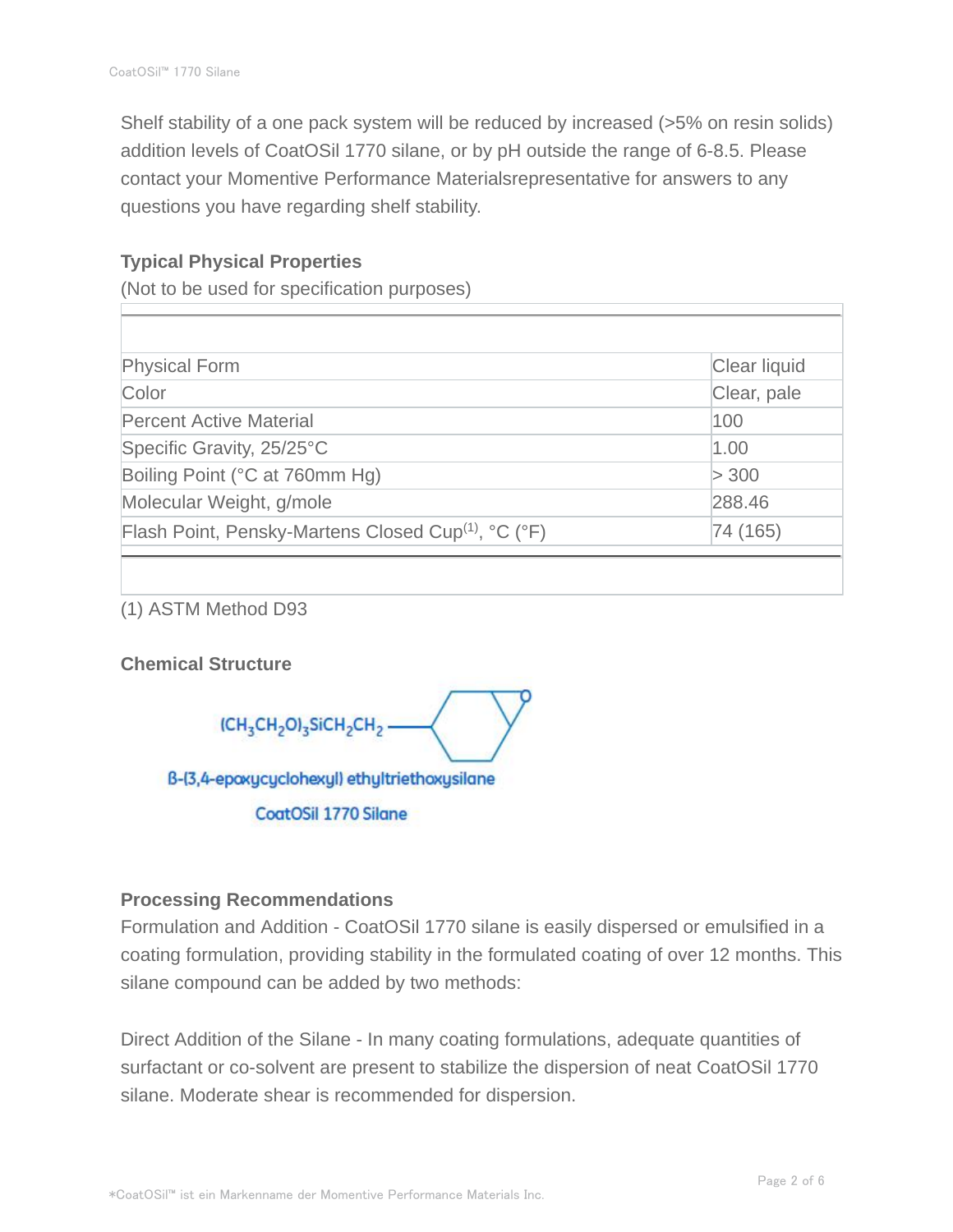Shelf stability of a one pack system will be reduced by increased (>5% on resin solids) addition levels of CoatOSil 1770 silane, or by pH outside the range of 6-8.5. Please contact your Momentive Performance Materialsrepresentative for answers to any questions you have regarding shelf stability.

### Typical Physical Properties

(Not to be used for specification purposes)

| | |
|---|---|
| Physical Form | Clear liquid |
| Color | Clear, pale |
| Percent Active Material | 100 |
| Specific Gravity, 25/25°C | 1.00 |
| Boiling Point (°C at 760mm Hg) | > 300 |
| Molecular Weight, g/mole | 288.46 |
| Flash Point, Pensky-Martens Closed Cup[1], °C (°F) | 74 (165) |

(1) ASTM Method D93

### Chemical Structure

$(CH_3CH_2O)_3SiCH_2CH_2$—

β-(3,4-epoxycyclohexyl) ethyltriethoxysilane

CoatOSil 1770 Silane

### Processing Recommendations

Formulation and Addition - CoatOSil 1770 silane is easily dispersed or emulsified in a coating formulation, providing stability in the formulated coating of over 12 months. This silane compound can be added by two methods:

Direct Addition of the Silane - In many coating formulations, adequate quantities of surfactant or co-solvent are present to stabilize the dispersion of neat CoatOSil 1770 silane. Moderate shear is recommended for dispersion.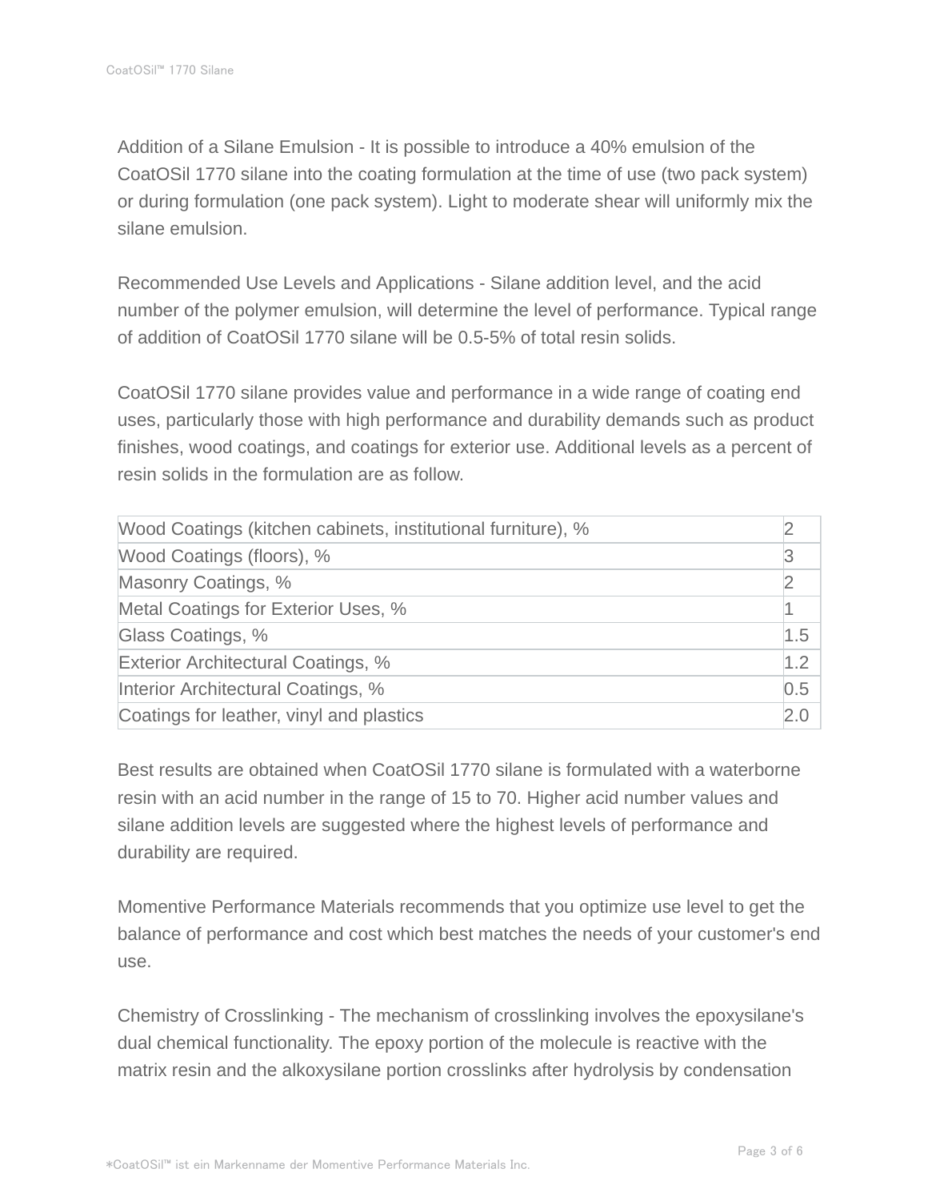Addition of a Silane Emulsion - It is possible to introduce a 40% emulsion of the CoatOSil 1770 silane into the coating formulation at the time of use (two pack system) or during formulation (one pack system). Light to moderate shear will uniformly mix the silane emulsion.

Recommended Use Levels and Applications - Silane addition level, and the acid number of the polymer emulsion, will determine the level of performance. Typical range of addition of CoatOSil 1770 silane will be 0.5-5% of total resin solids.

CoatOSil 1770 silane provides value and performance in a wide range of coating end uses, particularly those with high performance and durability demands such as product finishes, wood coatings, and coatings for exterior use. Additional levels as a percent of resin solids in the formulation are as follow.

| | |
|---|---|
| Wood Coatings (kitchen cabinets, institutional furniture), % | 2 |
| Wood Coatings (floors), % | 3 |
| Masonry Coatings, % | 2 |
| Metal Coatings for Exterior Uses, % | 1 |
| Glass Coatings, % | 1.5 |
| Exterior Architectural Coatings, % | 1.2 |
| Interior Architectural Coatings, % | 0.5 |
| Coatings for leather, vinyl and plastics | 2.0 |

Best results are obtained when CoatOSil 1770 silane is formulated with a waterborne resin with an acid number in the range of 15 to 70. Higher acid number values and silane addition levels are suggested where the highest levels of performance and durability are required.

Momentive Performance Materials recommends that you optimize use level to get the balance of performance and cost which best matches the needs of your customer's end use.

Chemistry of Crosslinking - The mechanism of crosslinking involves the epoxysilane's dual chemical functionality. The epoxy portion of the molecule is reactive with the matrix resin and the alkoxysilane portion crosslinks after hydrolysis by condensation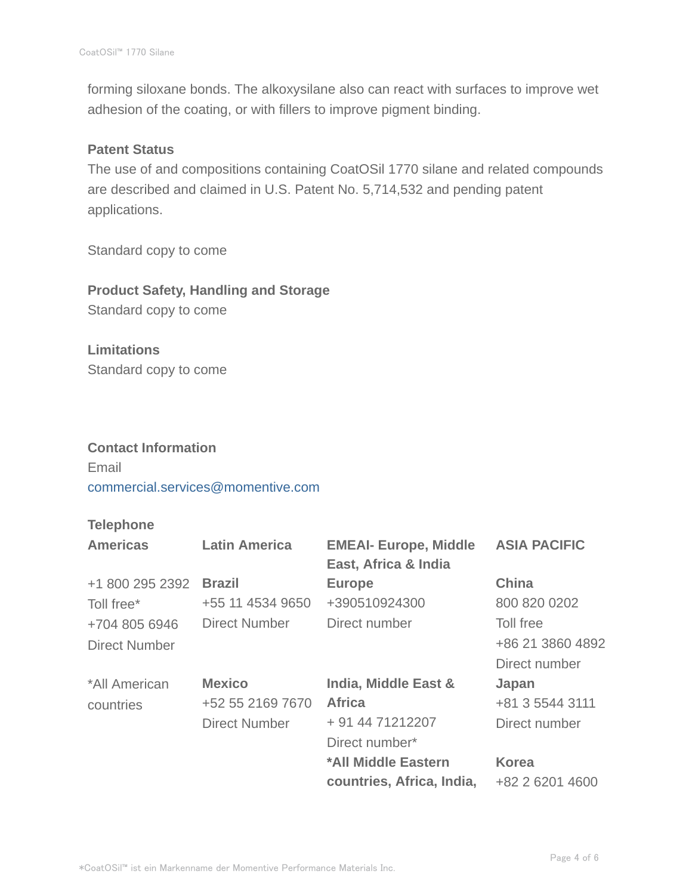forming siloxane bonds. The alkoxysilane also can react with surfaces to improve wet adhesion of the coating, or with fillers to improve pigment binding.

**Patent Status**

The use of and compositions containing CoatOSil 1770 silane and related compounds are described and claimed in U.S. Patent No. 5,714,532 and pending patent applications.

Standard copy to come

**Product Safety, Handling and Storage**

Standard copy to come

**Limitations**

Standard copy to come

**Contact Information**

Email

commercial.services@momentive.com

**Telephone**

| **Americas** | **Latin America** | **EMEAI- Europe, Middle East, Africa & India** | **ASIA PACIFIC** |
|---|---|---|---|
| +1 800 295 2392<br>Toll free*<br>+704 805 6946<br>Direct Number | **Brazil**<br>+55 11 4534 9650<br>Direct Number | **Europe**<br>+390510924300<br>Direct number | **China**<br>800 820 0202<br>Toll free<br>+86 21 3860 4892<br>Direct number |
| *All American countries | **Mexico**<br>+52 55 2169 7670<br>Direct Number | **India, Middle East & Africa**<br>+ 91 44 71212207<br>Direct number* | **Japan**<br>+81 3 5544 3111<br>Direct number |
| | | ***All Middle Eastern countries, Africa, India,** | **Korea**<br>+82 2 6201 4600 |

*CoatOSil™ ist ein Markenname der Momentive Performance Materials Inc.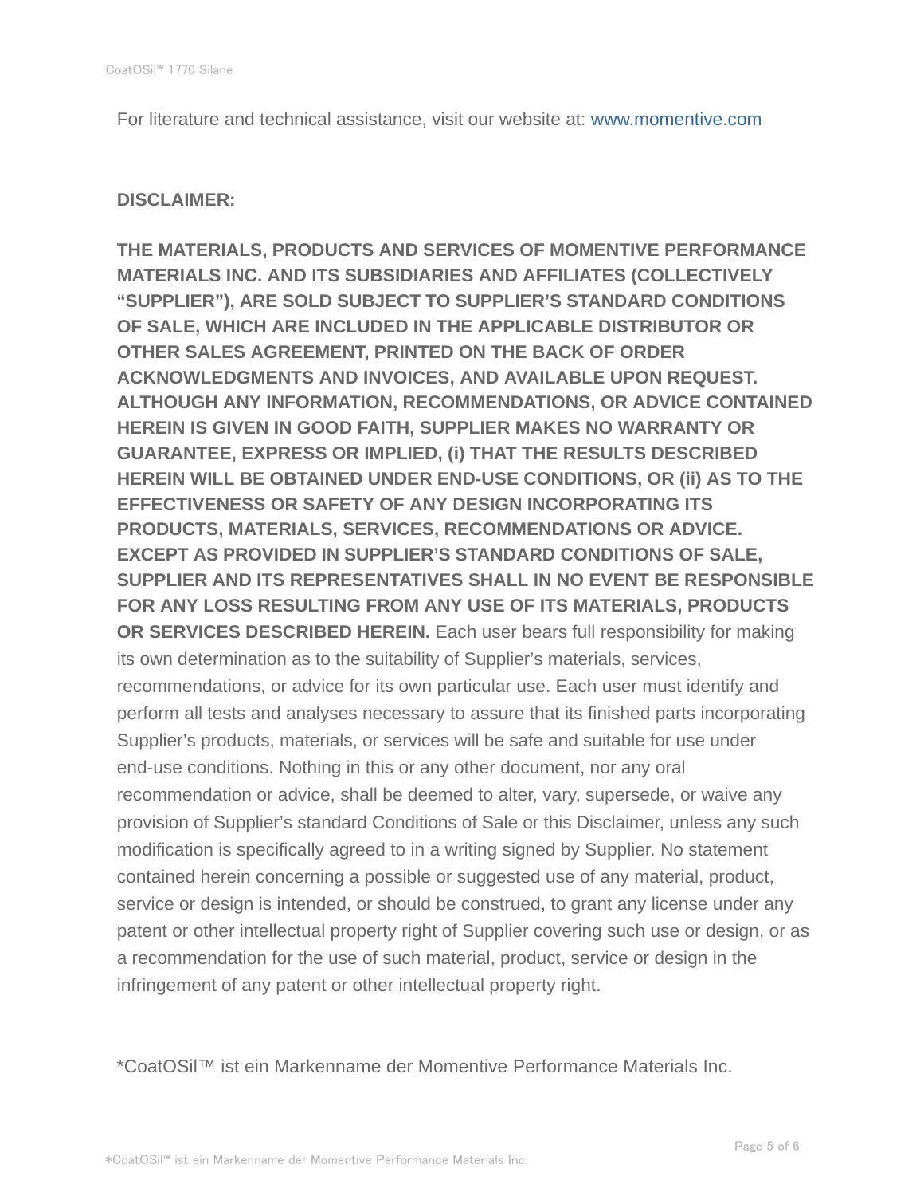For literature and technical assistance, visit our website at: www.momentive.com

**DISCLAIMER:**

**THE MATERIALS, PRODUCTS AND SERVICES OF MOMENTIVE PERFORMANCE MATERIALS INC. AND ITS SUBSIDIARIES AND AFFILIATES (COLLECTIVELY "SUPPLIER"), ARE SOLD SUBJECT TO SUPPLIER'S STANDARD CONDITIONS OF SALE, WHICH ARE INCLUDED IN THE APPLICABLE DISTRIBUTOR OR OTHER SALES AGREEMENT, PRINTED ON THE BACK OF ORDER ACKNOWLEDGMENTS AND INVOICES, AND AVAILABLE UPON REQUEST. ALTHOUGH ANY INFORMATION, RECOMMENDATIONS, OR ADVICE CONTAINED HEREIN IS GIVEN IN GOOD FAITH, SUPPLIER MAKES NO WARRANTY OR GUARANTEE, EXPRESS OR IMPLIED, (i) THAT THE RESULTS DESCRIBED HEREIN WILL BE OBTAINED UNDER END-USE CONDITIONS, OR (ii) AS TO THE EFFECTIVENESS OR SAFETY OF ANY DESIGN INCORPORATING ITS PRODUCTS, MATERIALS, SERVICES, RECOMMENDATIONS OR ADVICE. EXCEPT AS PROVIDED IN SUPPLIER'S STANDARD CONDITIONS OF SALE, SUPPLIER AND ITS REPRESENTATIVES SHALL IN NO EVENT BE RESPONSIBLE FOR ANY LOSS RESULTING FROM ANY USE OF ITS MATERIALS, PRODUCTS OR SERVICES DESCRIBED HEREIN.** Each user bears full responsibility for making its own determination as to the suitability of Supplier's materials, services, recommendations, or advice for its own particular use. Each user must identify and perform all tests and analyses necessary to assure that its finished parts incorporating Supplier's products, materials, or services will be safe and suitable for use under end-use conditions. Nothing in this or any other document, nor any oral recommendation or advice, shall be deemed to alter, vary, supersede, or waive any provision of Supplier's standard Conditions of Sale or this Disclaimer, unless any such modification is specifically agreed to in a writing signed by Supplier. No statement contained herein concerning a possible or suggested use of any material, product, service or design is intended, or should be construed, to grant any license under any patent or other intellectual property right of Supplier covering such use or design, or as a recommendation for the use of such material, product, service or design in the infringement of any patent or other intellectual property right.

*CoatOSil™ ist ein Markenname der Momentive Performance Materials Inc.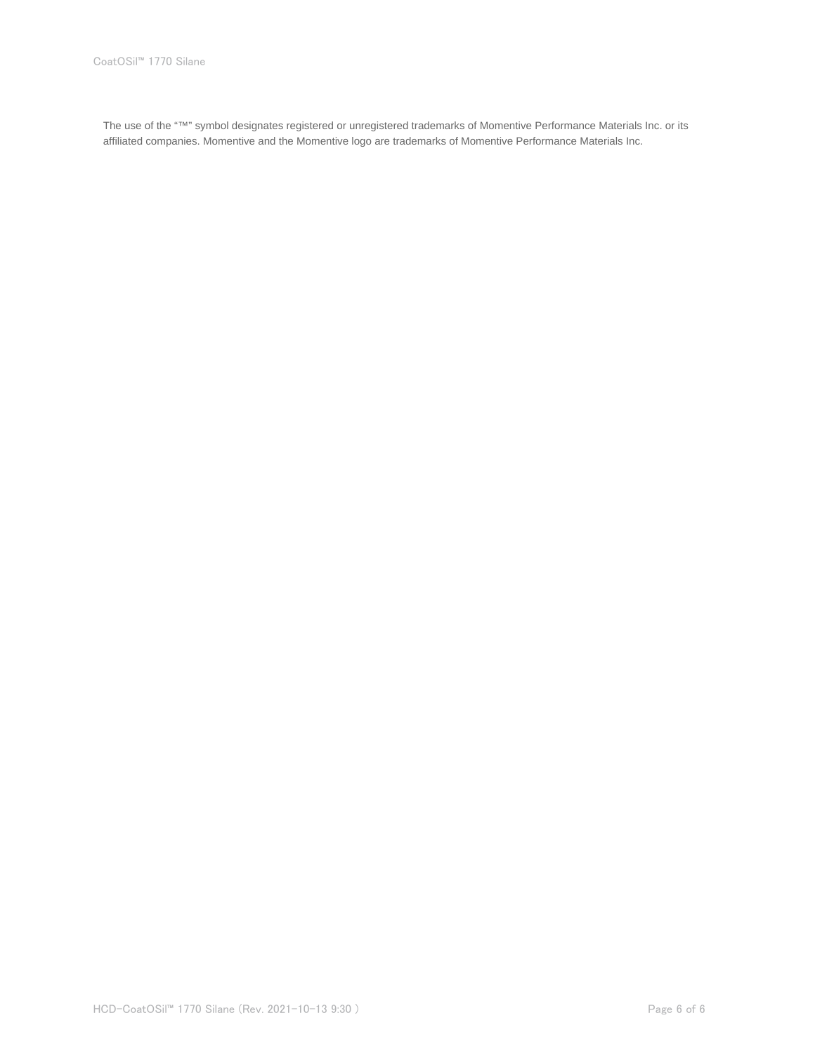The use of the "™" symbol designates registered or unregistered trademarks of Momentive Performance Materials Inc. or its affiliated companies. Momentive and the Momentive logo are trademarks of Momentive Performance Materials Inc.